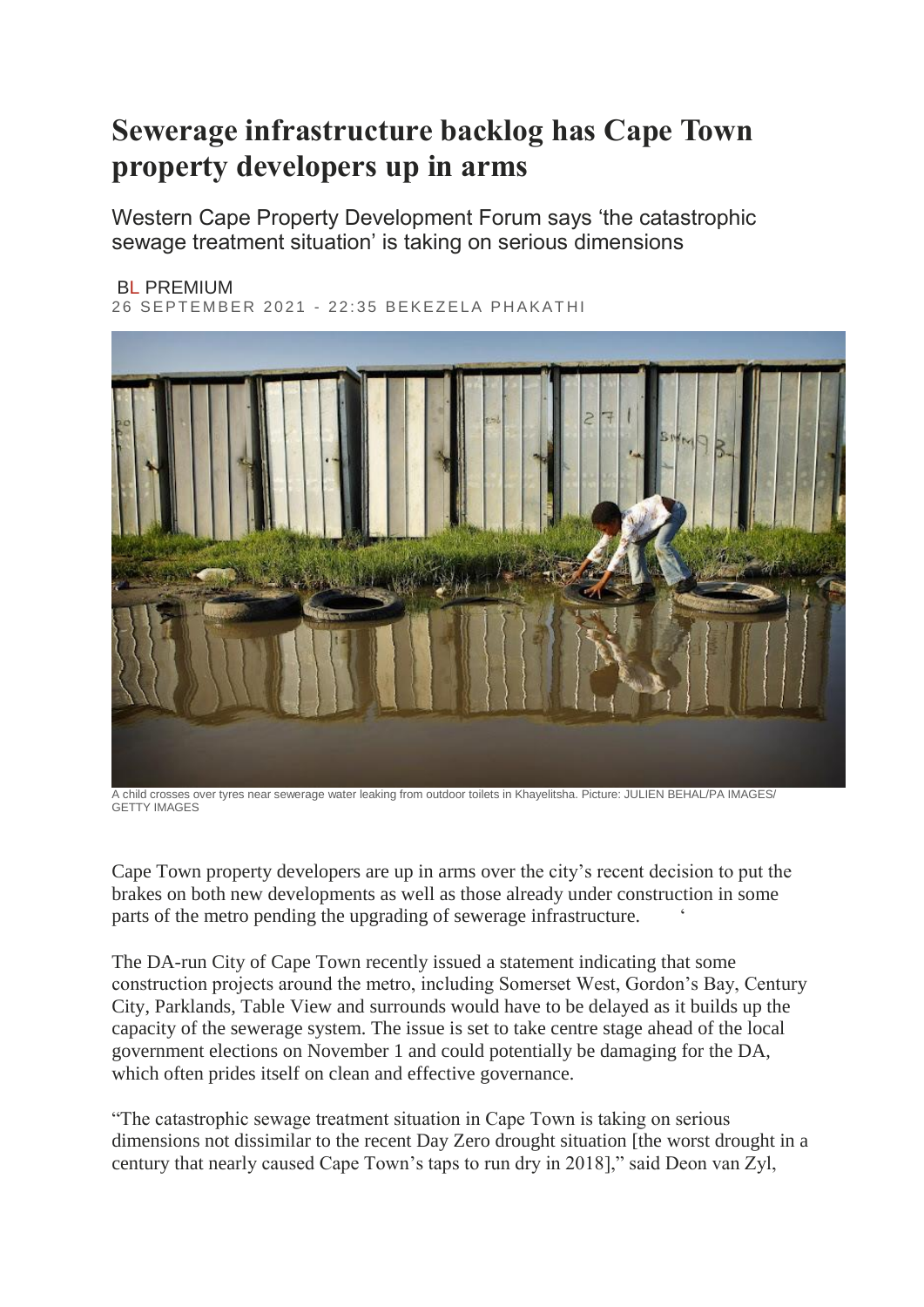# Sewerage infrastructure backlog has Cape Town property developers up in arms

Western Cape Property Development Forum says 'the catastrophic sewage treatment situation' is taking on serious dimensions

BL PREMIUM

26 SEPTEMBER 2021 - 22:35 BEKEZELA PHAKATHI

A child crosses over tyres near sewerage water leaking from outdoor toilets in Khayelitsha. Picture: JULIEN BEHAL/PA IMAGES/ GETTY IMAGES

Cape Town property developers are up in arms over the city's recent decision to put the brakes on both new developments as well as those already under construction in some parts of the metro pending the upgrading of sewerage infrastructure.

The DA-run City of Cape Town recently issued a statement indicating that some construction projects around the metro, including Somerset West, Gordon's Bay, Century City, Parklands, Table View and surrounds would have to be delayed as it builds up the capacity of the sewerage system. The issue is set to take centre stage ahead of the local government elections on November 1 and could potentially be damaging for the DA, which often prides itself on clean and effective governance.

"The catastrophic sewage treatment situation in Cape Town is taking on serious dimensions not dissimilar to the recent Day Zero drought situation [the worst drought in a century that nearly caused Cape Town's taps to run dry in 2018]," said Deon van Zyl,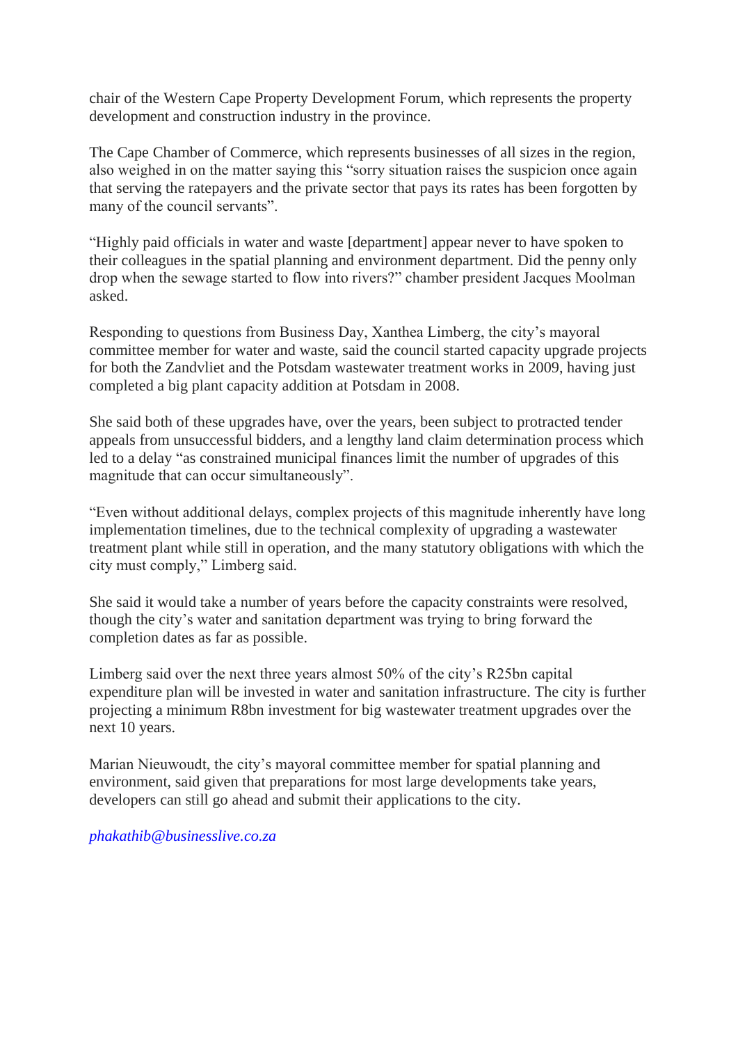chair of the Western Cape Property Development Forum, which represents the property development and construction industry in the province.

The Cape Chamber of Commerce, which represents businesses of all sizes in the region, also weighed in on the matter saying this "sorry situation raises the suspicion once again that serving the ratepayers and the private sector that pays its rates has been forgotten by many of the council servants".

"Highly paid officials in water and waste [department] appear never to have spoken to their colleagues in the spatial planning and environment department. Did the penny only drop when the sewage started to flow into rivers?" chamber president Jacques Moolman asked.

Responding to questions from Business Day, Xanthea Limberg, the city's mayoral committee member for water and waste, said the council started capacity upgrade projects for both the Zandvliet and the Potsdam wastewater treatment works in 2009, having just completed a big plant capacity addition at Potsdam in 2008.

She said both of these upgrades have, over the years, been subject to protracted tender appeals from unsuccessful bidders, and a lengthy land claim determination process which led to a delay "as constrained municipal finances limit the number of upgrades of this magnitude that can occur simultaneously".

"Even without additional delays, complex projects of this magnitude inherently have long implementation timelines, due to the technical complexity of upgrading a wastewater treatment plant while still in operation, and the many statutory obligations with which the city must comply," Limberg said.

She said it would take a number of years before the capacity constraints were resolved, though the city's water and sanitation department was trying to bring forward the completion dates as far as possible.

Limberg said over the next three years almost 50% of the city's R25bn capital expenditure plan will be invested in water and sanitation infrastructure. The city is further projecting a minimum R8bn investment for big wastewater treatment upgrades over the next 10 years.

Marian Nieuwoudt, the city's mayoral committee member for spatial planning and environment, said given that preparations for most large developments take years, developers can still go ahead and submit their applications to the city.

*phakathib@businesslive.co.za*